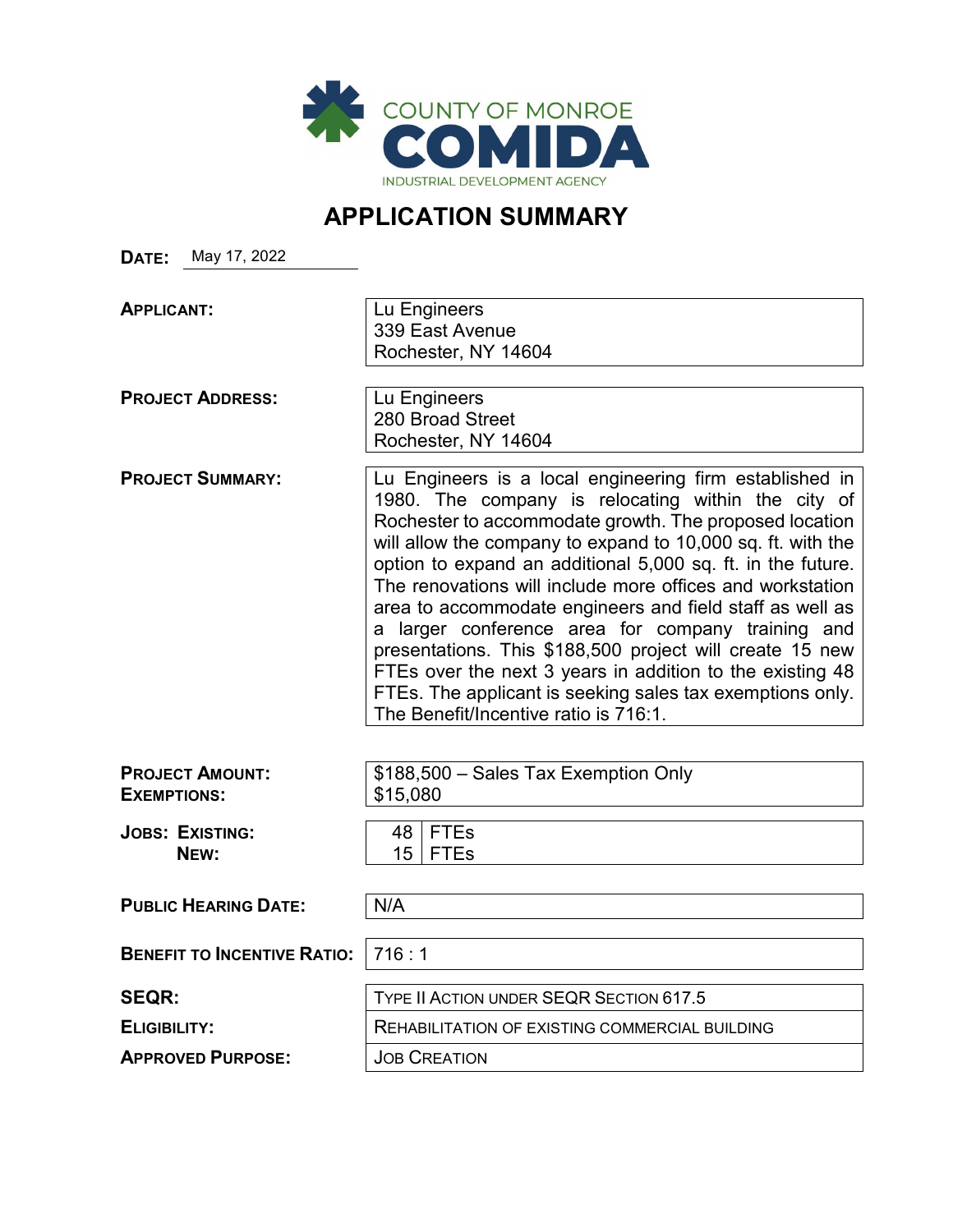COUNTY OF MONROE

**COMIDA**

INDUSTRIAL DEVELOPMENT AGENCY

# APPLICATION SUMMARY

**DATE:** May 17, 2022

| | |
|---|---|
| **APPLICANT:** | Lu Engineers<br>339 East Avenue<br>Rochester, NY 14604 |
| **PROJECT ADDRESS:** | Lu Engineers<br>280 Broad Street<br>Rochester, NY 14604 |
| **PROJECT SUMMARY:** | Lu Engineers is a local engineering firm established in 1980. The company is relocating within the city of Rochester to accommodate growth. The proposed location will allow the company to expand to 10,000 sq. ft. with the option to expand an additional 5,000 sq. ft. in the future. The renovations will include more offices and workstation area to accommodate engineers and field staff as well as a larger conference area for company training and presentations. This $188,500 project will create 15 new FTEs over the next 3 years in addition to the existing 48 FTEs. The applicant is seeking sales tax exemptions only. The Benefit/Incentive ratio is 716:1. |
| **PROJECT AMOUNT:** | $188,500 – Sales Tax Exemption Only |
| **EXEMPTIONS:** | $15,080 |
| **JOBS: EXISTING:** | 48 FTEs |
| **NEW:** | 15 FTEs |
| **PUBLIC HEARING DATE:** | N/A |
| **BENEFIT TO INCENTIVE RATIO:** | 716 : 1 |
| **SEQR:** | TYPE II ACTION UNDER SEQR SECTION 617.5 |
| **ELIGIBILITY:** | REHABILITATION OF EXISTING COMMERCIAL BUILDING |
| **APPROVED PURPOSE:** | JOB CREATION |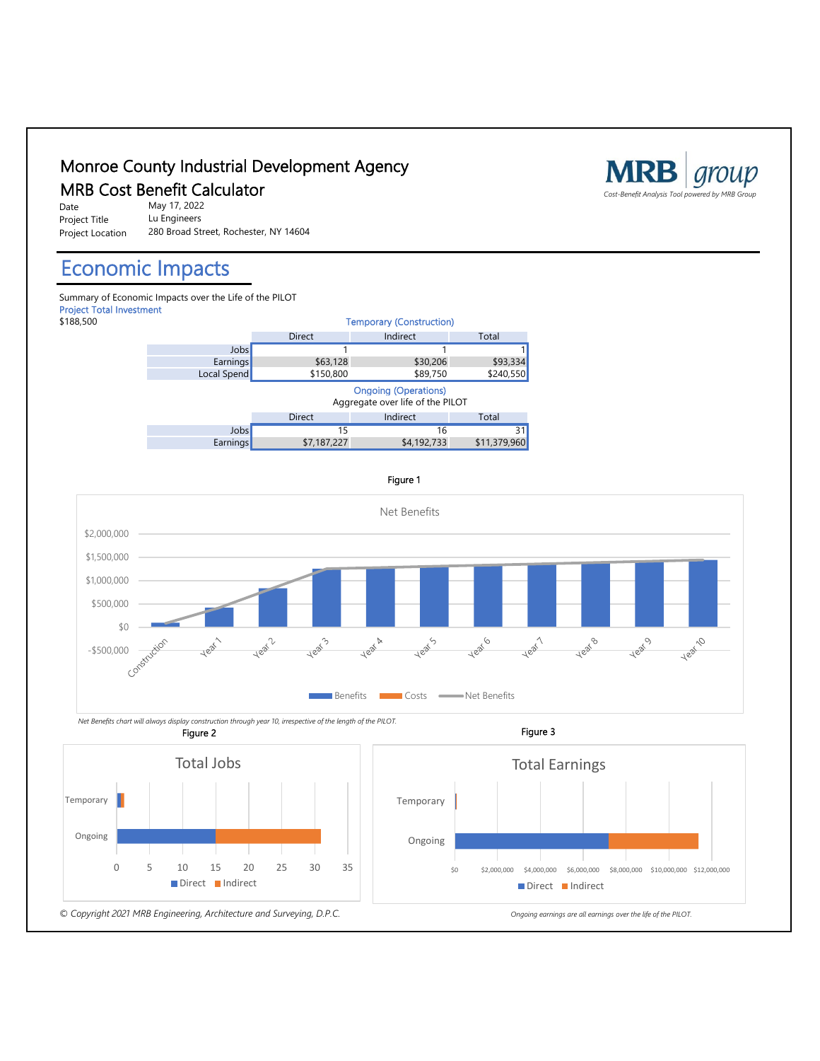# Monroe County Industrial Development Agency

## MRB Cost Benefit Calculator

MRB group — Cost-Benefit Analysis Tool powered by MRB Group

| | |
|---|---|
| Date | May 17, 2022 |
| Project Title | Lu Engineers |
| Project Location | 280 Broad Street, Rochester, NY 14604 |

## Economic Impacts

Summary of Economic Impacts over the Life of the PILOT

Project Total Investment

$188,500

**Temporary (Construction)**

| | Direct | Indirect | Total |
|---|---|---|---|
| Jobs | 1 | 1 | 1 |
| Earnings | $63,128 | $30,206 | $93,334 |
| Local Spend | $150,800 | $89,750 | $240,550 |

**Ongoing (Operations)**

Aggregate over life of the PILOT

| | Direct | Indirect | Total |
|---|---|---|---|
| Jobs | 15 | 16 | 31 |
| Earnings | $7,187,227 | $4,192,733 | $11,379,960 |

Figure 1

Net Benefits

*Net Benefits chart will always display construction through year 10, irrespective of the length of the PILOT.*

Figure 2

Total Jobs

Figure 3

Total Earnings

*Ongoing earnings are all earnings over the life of the PILOT.*

*© Copyright 2021 MRB Engineering, Architecture and Surveying, D.P.C.*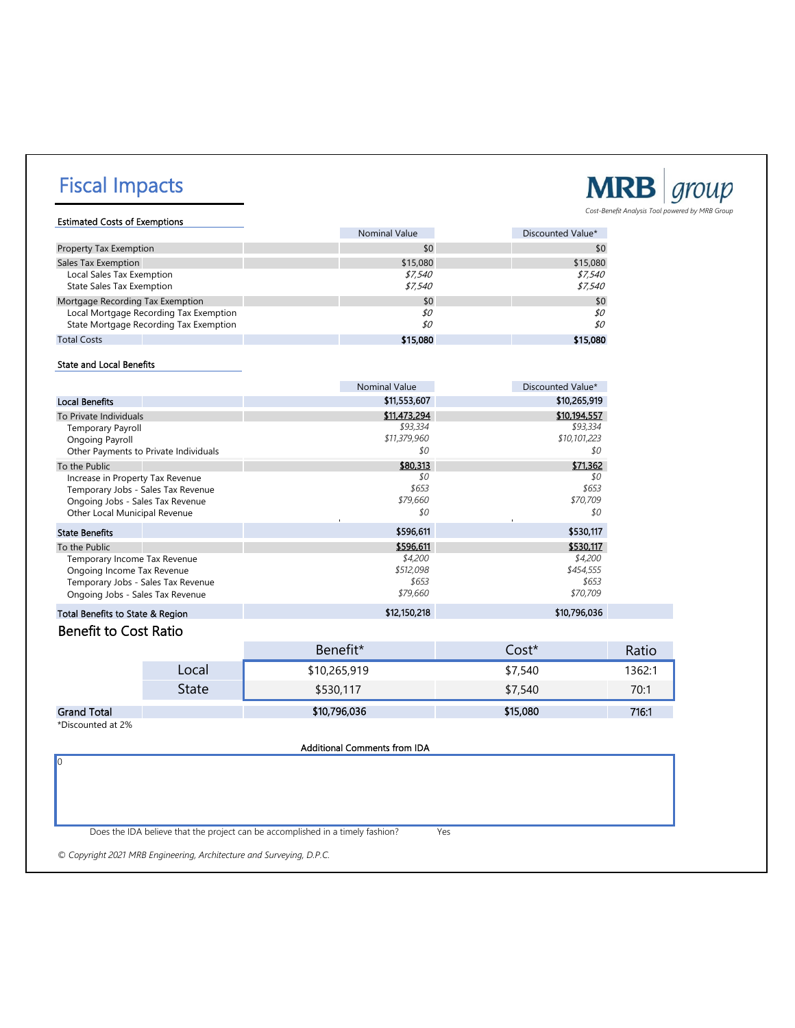# Fiscal Impacts

**MRB group**
*Cost-Benefit Analysis Tool powered by MRB Group*

### Estimated Costs of Exemptions

| | Nominal Value | Discounted Value* |
|---|---|---|
| Property Tax Exemption | $0 | $0 |
| Sales Tax Exemption | $15,080 | $15,080 |
| Local Sales Tax Exemption | *$7,540* | *$7,540* |
| State Sales Tax Exemption | *$7,540* | *$7,540* |
| Mortgage Recording Tax Exemption | $0 | $0 |
| Local Mortgage Recording Tax Exemption | *$0* | *$0* |
| State Mortgage Recording Tax Exemption | *$0* | *$0* |
| Total Costs | **$15,080** | **$15,080** |

### State and Local Benefits

| | Nominal Value | Discounted Value* |
|---|---|---|
| Local Benefits | $11,553,607 | $10,265,919 |
| To Private Individuals | $11,473,294 | $10,194,557 |
| Temporary Payroll | *$93,334* | *$93,334* |
| Ongoing Payroll | *$11,379,960* | *$10,101,223* |
| Other Payments to Private Individuals | *$0* | *$0* |
| To the Public | $80,313 | $71,362 |
| Increase in Property Tax Revenue | *$0* | *$0* |
| Temporary Jobs - Sales Tax Revenue | *$653* | *$653* |
| Ongoing Jobs - Sales Tax Revenue | *$79,660* | *$70,709* |
| Other Local Municipal Revenue | *$0* | *$0* |
| State Benefits | $596,611 | $530,117 |
| To the Public | $596,611 | $530,117 |
| Temporary Income Tax Revenue | *$4,200* | *$4,200* |
| Ongoing Income Tax Revenue | *$512,098* | *$454,555* |
| Temporary Jobs - Sales Tax Revenue | *$653* | *$653* |
| Ongoing Jobs - Sales Tax Revenue | *$79,660* | *$70,709* |
| Total Benefits to State & Region | $12,150,218 | $10,796,036 |

## Benefit to Cost Ratio

| | Benefit* | Cost* | Ratio |
|---|---|---|---|
| Local | $10,265,919 | $7,540 | 1362:1 |
| State | $530,117 | $7,540 | 70:1 |
| Grand Total | $10,796,036 | $15,080 | 716:1 |

*Discounted at 2%

**Additional Comments from IDA**

0

Does the IDA believe that the project can be accomplished in a timely fashion? Yes

*© Copyright 2021 MRB Engineering, Architecture and Surveying, D.P.C.*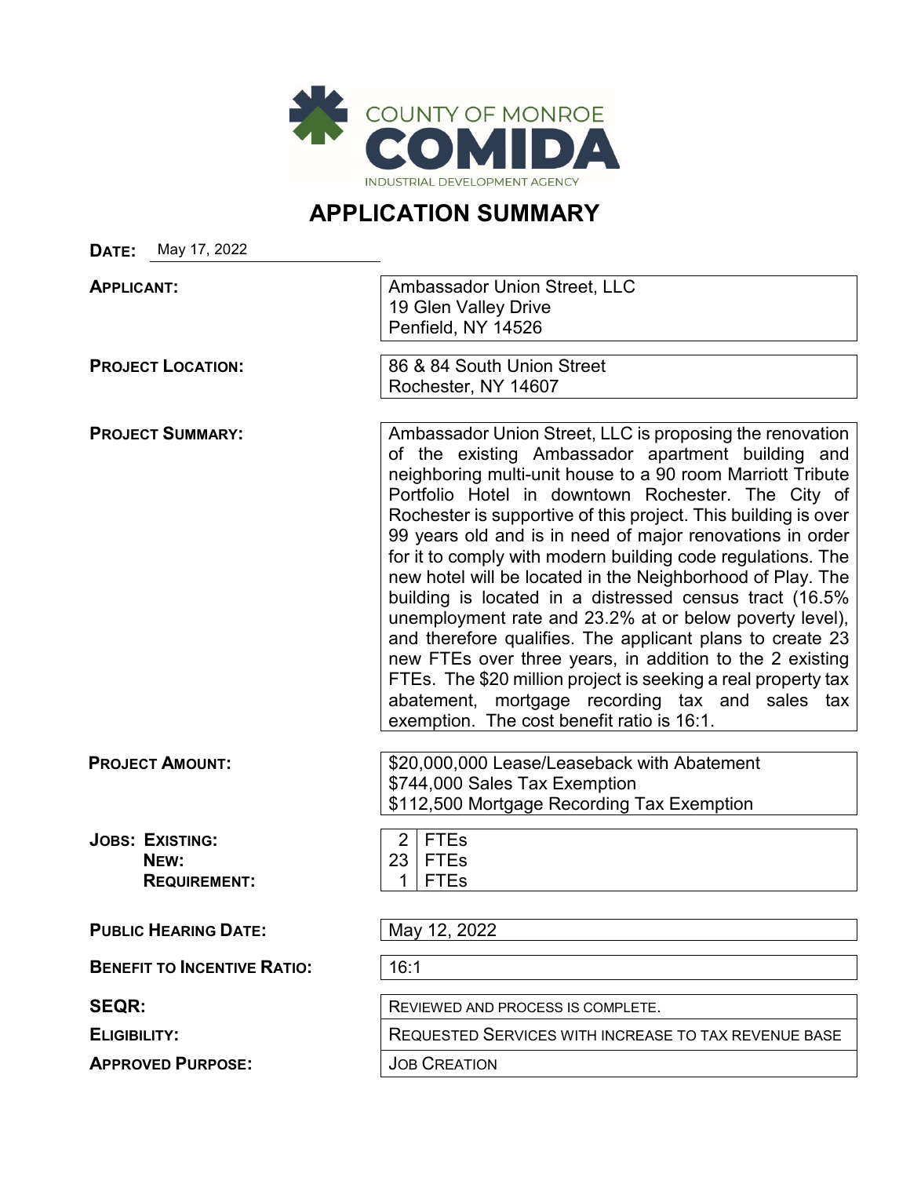COUNTY OF MONROE
COMIDA
INDUSTRIAL DEVELOPMENT AGENCY

# APPLICATION SUMMARY

**DATE:** May 17, 2022

| | |
|---|---|
| **APPLICANT:** | Ambassador Union Street, LLC<br>19 Glen Valley Drive<br>Penfield, NY 14526 |
| **PROJECT LOCATION:** | 86 & 84 South Union Street<br>Rochester, NY 14607 |
| **PROJECT SUMMARY:** | Ambassador Union Street, LLC is proposing the renovation of the existing Ambassador apartment building and neighboring multi-unit house to a 90 room Marriott Tribute Portfolio Hotel in downtown Rochester. The City of Rochester is supportive of this project. This building is over 99 years old and is in need of major renovations in order for it to comply with modern building code regulations. The new hotel will be located in the Neighborhood of Play. The building is located in a distressed census tract (16.5% unemployment rate and 23.2% at or below poverty level), and therefore qualifies. The applicant plans to create 23 new FTEs over three years, in addition to the 2 existing FTEs. The $20 million project is seeking a real property tax abatement, mortgage recording tax and sales tax exemption. The cost benefit ratio is 16:1. |
| **PROJECT AMOUNT:** | $20,000,000 Lease/Leaseback with Abatement<br>$744,000 Sales Tax Exemption<br>$112,500 Mortgage Recording Tax Exemption |
| **JOBS: EXISTING:** | 2 FTEs |
| **NEW:** | 23 FTEs |
| **REQUIREMENT:** | 1 FTEs |
| **PUBLIC HEARING DATE:** | May 12, 2022 |
| **BENEFIT TO INCENTIVE RATIO:** | 16:1 |
| **SEQR:** | REVIEWED AND PROCESS IS COMPLETE. |
| **ELIGIBILITY:** | REQUESTED SERVICES WITH INCREASE TO TAX REVENUE BASE |
| **APPROVED PURPOSE:** | JOB CREATION |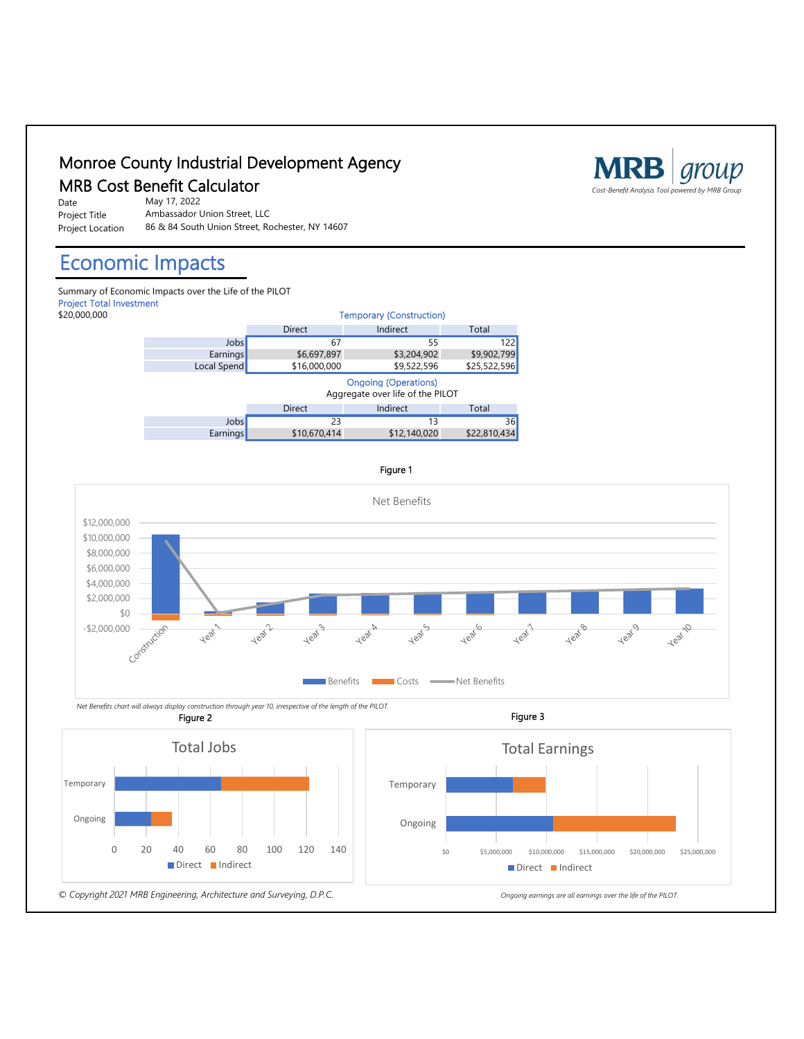# Monroe County Industrial Development Agency

## MRB Cost Benefit Calculator

MRB group
*Cost-Benefit Analysis Tool powered by MRB Group*

Date May 17, 2022
Project Title Ambassador Union Street, LLC
Project Location 86 & 84 South Union Street, Rochester, NY 14607

## Economic Impacts

Summary of Economic Impacts over the Life of the PILOT

Project Total Investment
$20,000,000

**Temporary (Construction)**

| | Direct | Indirect | Total |
|---|---|---|---|
| Jobs | 67 | 55 | 122 |
| Earnings | $6,697,897 | $3,204,902 | $9,902,799 |
| Local Spend | $16,000,000 | $9,522,596 | $25,522,596 |

**Ongoing (Operations)**
Aggregate over life of the PILOT

| | Direct | Indirect | Total |
|---|---|---|---|
| Jobs | 23 | 13 | 36 |
| Earnings | $10,670,414 | $12,140,020 | $22,810,434 |

Figure 1

Net Benefits

*Net Benefits chart will always display construction through year 10, irrespective of the length of the PILOT.*

Figure 2

Total Jobs

Figure 3

Total Earnings

*Ongoing earnings are all earnings over the life of the PILOT.*

*© Copyright 2021 MRB Engineering, Architecture and Surveying, D.P.C.*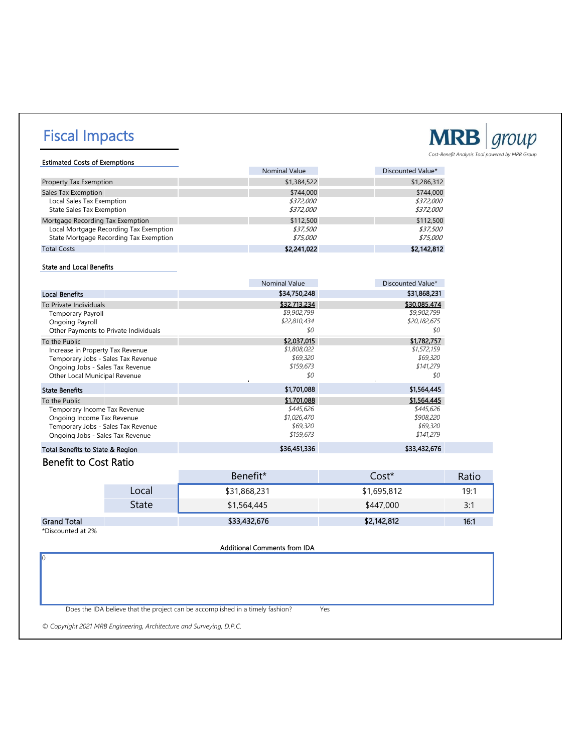# Fiscal Impacts

**MRB group**
*Cost-Benefit Analysis Tool powered by MRB Group*

### Estimated Costs of Exemptions

| | Nominal Value | Discounted Value* |
|---|---|---|
| Property Tax Exemption | $1,384,522 | $1,286,312 |
| Sales Tax Exemption | $744,000 | $744,000 |
| Local Sales Tax Exemption | *$372,000* | *$372,000* |
| State Sales Tax Exemption | *$372,000* | *$372,000* |
| Mortgage Recording Tax Exemption | $112,500 | $112,500 |
| Local Mortgage Recording Tax Exemption | *$37,500* | *$37,500* |
| State Mortgage Recording Tax Exemption | *$75,000* | *$75,000* |
| Total Costs | **$2,241,022** | **$2,142,812** |

### State and Local Benefits

| | Nominal Value | Discounted Value* |
|---|---|---|
| Local Benefits | $34,750,248 | $31,868,231 |
| To Private Individuals | $32,713,234 | $30,085,474 |
| Temporary Payroll | *$9,902,799* | *$9,902,799* |
| Ongoing Payroll | *$22,810,434* | *$20,182,675* |
| Other Payments to Private Individuals | *$0* | *$0* |
| To the Public | $2,037,015 | $1,782,757 |
| Increase in Property Tax Revenue | *$1,808,022* | *$1,572,159* |
| Temporary Jobs - Sales Tax Revenue | *$69,320* | *$69,320* |
| Ongoing Jobs - Sales Tax Revenue | *$159,673* | *$141,279* |
| Other Local Municipal Revenue | *$0* | *$0* |
| State Benefits | $1,701,088 | $1,564,445 |
| To the Public | $1,701,088 | $1,564,445 |
| Temporary Income Tax Revenue | *$445,626* | *$445,626* |
| Ongoing Income Tax Revenue | *$1,026,470* | *$908,220* |
| Temporary Jobs - Sales Tax Revenue | *$69,320* | *$69,320* |
| Ongoing Jobs - Sales Tax Revenue | *$159,673* | *$141,279* |
| Total Benefits to State & Region | $36,451,336 | $33,432,676 |

## Benefit to Cost Ratio

| | Benefit* | Cost* | Ratio |
|---|---|---|---|
| Local | $31,868,231 | $1,695,812 | 19:1 |
| State | $1,564,445 | $447,000 | 3:1 |
| Grand Total | $33,432,676 | $2,142,812 | 16:1 |

*Discounted at 2%

**Additional Comments from IDA**

0

Does the IDA believe that the project can be accomplished in a timely fashion? Yes

*© Copyright 2021 MRB Engineering, Architecture and Surveying, D.P.C.*